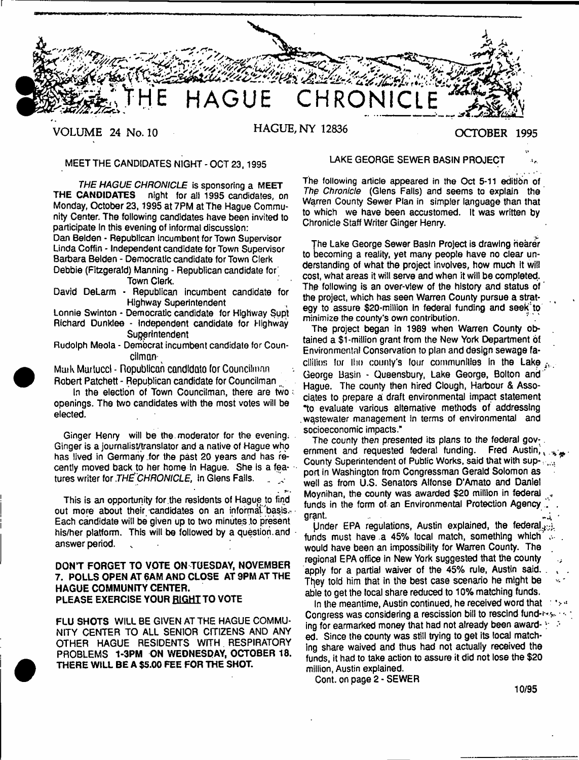# THE HAGUE CHRONICLE

VOLUME 24 No. 10 — HAGUE, NY 12836 — OCTOBER 1995

## MEET THE CANDIDATES NIGHT - OCT 23, 1995

*THE HAGUE CHRONICLE* is sponsoring a **MEET THE CANDIDATES** night for all 1995 candidates, on Monday, October 23, 1995 at 7PM at The Hague Community Center. The following candidates have been invited to participate in this evening of informal discussion:

Dan Belden - Republican incumbent for Town Supervisor
Linda Coffin - Independent candidate for Town Supervisor
Barbara Belden - Democratic candidate for Town Clerk
Debbie (Fitzgerald) Manning - Republican candidate for Town Clerk.
David DeLarm - Republican incumbent candidate for Highway Superintendent
Lonnie Swinton - Democratic candidate for Highway Supt
Richard Dunklee - Independent candidate for Highway Superintendent
Rudolph Meola - Democrat incumbent candidate for Councilman
Mark Martucci - Republican candidate for Councilman
Robert Patchett - Republican candidate for Councilman

In the election of Town Councilman, there are two openings. The two candidates with the most votes will be elected.

Ginger Henry will be the moderator for the evening. Ginger is a journalist/translator and a native of Hague who has lived in Germany for the past 20 years and has recently moved back to her home in Hague. She is a features writer for *THE CHRONICLE*, in Glens Falls.

This is an opportunity for the residents of Hague to find out more about their candidates on an informal basis. Each candidate will be given up to two minutes to present his/her platform. This will be followed by a question and answer period.

**DON'T FORGET TO VOTE ON TUESDAY, NOVEMBER 7. POLLS OPEN AT 6AM AND CLOSE AT 9PM AT THE HAGUE COMMUNITY CENTER.**
**PLEASE EXERCISE YOUR RIGHT TO VOTE**

**FLU SHOTS** WILL BE GIVEN AT THE HAGUE COMMUNITY CENTER TO ALL SENIOR CITIZENS AND ANY OTHER HAGUE RESIDENTS WITH RESPIRATORY PROBLEMS **1-3PM ON WEDNESDAY, OCTOBER 18. THERE WILL BE A $5.00 FEE FOR THE SHOT.**

## LAKE GEORGE SEWER BASIN PROJECT

The following article appeared in the Oct 5-11 edition of *The Chronicle* (Glens Falls) and seems to explain the Warren County Sewer Plan in simpler language than that to which we have been accustomed. It was written by Chronicle Staff Writer Ginger Henry.

The Lake George Sewer Basin Project is drawing nearer to becoming a reality, yet many people have no clear understanding of what the project involves, how much it will cost, what areas it will serve and when it will be completed. The following is an over-view of the history and status of the project, which has seen Warren County pursue a strategy to assure $20-million in federal funding and seek to minimize the county's own contribution.

The project began in 1989 when Warren County obtained a $1-million grant from the New York Department of Environmental Conservation to plan and design sewage facilities for the county's four communities in the Lake George Basin - Queensbury, Lake George, Bolton and Hague. The county then hired Clough, Harbour & Associates to prepare a draft environmental impact statement "to evaluate various alternative methods of addressing wastewater management in terms of environmental and socioeconomic impacts."

The county then presented its plans to the federal government and requested federal funding. Fred Austin, County Superintendent of Public Works, said that with support in Washington from Congressman Gerald Solomon as well as from U.S. Senators Alfonse D'Amato and Daniel Moynihan, the county was awarded $20 million in federal funds in the form of an Environmental Protection Agency grant.

Under EPA regulations, Austin explained, the federal funds must have a 45% local match, something which would have been an impossibility for Warren County. The regional EPA office in New York suggested that the county apply for a partial waiver of the 45% rule, Austin said. They told him that in the best case scenario he might be able to get the local share reduced to 10% matching funds.

In the meantime, Austin continued, he received word that Congress was considering a rescission bill to rescind funding for earmarked money that had not already been awarded. Since the county was still trying to get its local matching share waived and thus had not actually received the funds, it had to take action to assure it did not lose the $20 million, Austin explained.

Cont. on page 2 - SEWER

10/95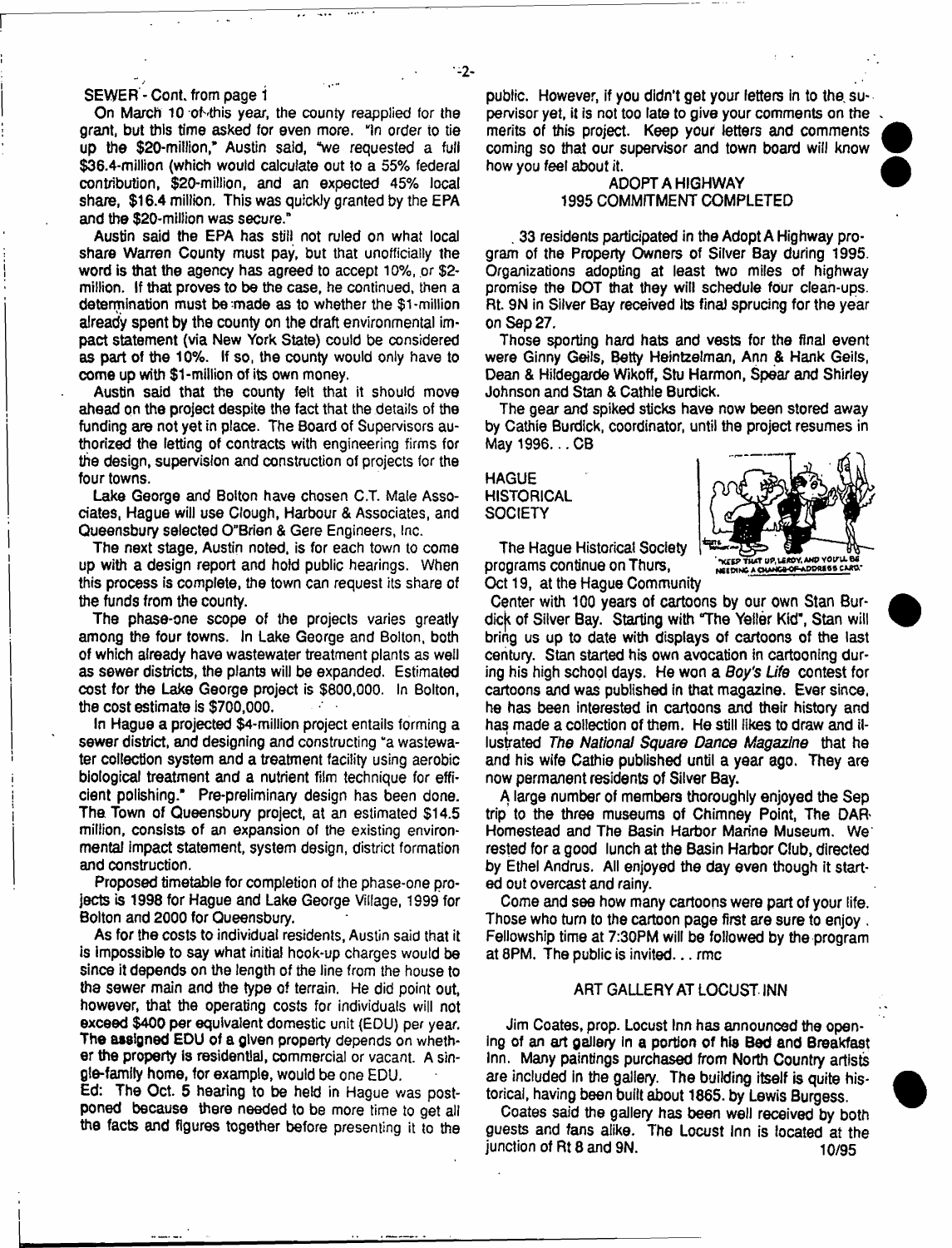SEWER - Cont. from page 1

On March 10 of this year, the county reapplied for the grant, but this time asked for even more. "In order to tie up the $20-million," Austin said, "we requested a full $36.4-million (which would calculate out to a 55% federal contribution, $20-million, and an expected 45% local share, $16.4 million. This was quickly granted by the EPA and the $20-million was secure."

Austin said the EPA has still not ruled on what local share Warren County must pay, but that unofficially the word is that the agency has agreed to accept 10%, or $2-million. If that proves to be the case, he continued, then a determination must be made as to whether the $1-million already spent by the county on the draft environmental impact statement (via New York State) could be considered as part of the 10%. If so, the county would only have to come up with $1-million of its own money.

Austin said that the county felt that it should move ahead on the project despite the fact that the details of the funding are not yet in place. The Board of Supervisors authorized the letting of contracts with engineering firms for the design, supervision and construction of projects for the four towns.

Lake George and Bolton have chosen C.T. Male Associates, Hague will use Clough, Harbour & Associates, and Queensbury selected O"Brien & Gere Engineers, Inc.

The next stage, Austin noted, is for each town to come up with a design report and hold public hearings. When this process is complete, the town can request its share of the funds from the county.

The phase-one scope of the projects varies greatly among the four towns. In Lake George and Bolton, both of which already have wastewater treatment plants as well as sewer districts, the plants will be expanded. Estimated cost for the Lake George project is $800,000. In Bolton, the cost estimate is $700,000.

In Hague a projected $4-million project entails forming a sewer district, and designing and constructing "a wastewater collection system and a treatment facility using aerobic biological treatment and a nutrient film technique for efficient polishing." Pre-preliminary design has been done. The Town of Queensbury project, at an estimated $14.5 million, consists of an expansion of the existing environmental impact statement, system design, district formation and construction.

Proposed timetable for completion of the phase-one projects is 1998 for Hague and Lake George Village, 1999 for Bolton and 2000 for Queensbury.

As for the costs to individual residents, Austin said that it is impossible to say what initial hook-up charges would be since it depends on the length of the line from the house to the sewer main and the type of terrain. He did point out, however, that the operating costs for individuals will not exceed $400 per equivalent domestic unit (EDU) per year. The assigned EDU of a given property depends on whether the property is residential, commercial or vacant. A single-family home, for example, would be one EDU.

Ed: The Oct. 5 hearing to be held in Hague was postponed because there needed to be more time to get all the facts and figures together before presenting it to the public. However, if you didn't get your letters in to the supervisor yet, it is not too late to give your comments on the merits of this project. Keep your letters and comments coming so that our supervisor and town board will know how you feel about it.

## ADOPT A HIGHWAY 1995 COMMITMENT COMPLETED

33 residents participated in the Adopt A Highway program of the Property Owners of Silver Bay during 1995. Organizations adopting at least two miles of highway promise the DOT that they will schedule four clean-ups. Rt. 9N in Silver Bay received its final sprucing for the year on Sep 27.

Those sporting hard hats and vests for the final event were Ginny Geils, Betty Heintzelman, Ann & Hank Geils, Dean & Hildegarde Wikoff, Stu Harmon, Spear and Shirley Johnson and Stan & Cathie Burdick.

The gear and spiked sticks have now been stored away by Cathie Burdick, coordinator, until the project resumes in May 1996... CB

## HAGUE HISTORICAL SOCIETY

"KEEP THAT UP, LEROY, AND YOU'LL BE NEEDING A CHANGE-OF-ADDRESS CARD."

The Hague Historical Society programs continue on Thurs, Oct 19, at the Hague Community Center with 100 years of cartoons by our own Stan Burdick of Silver Bay. Starting with "The Yeller Kid", Stan will bring us up to date with displays of cartoons of the last century. Stan started his own avocation in cartooning during his high school days. He won a *Boy's Life* contest for cartoons and was published in that magazine. Ever since, he has been interested in cartoons and their history and has made a collection of them. He still likes to draw and illustrated *The National Square Dance Magazine* that he and his wife Cathie published until a year ago. They are now permanent residents of Silver Bay.

A large number of members thoroughly enjoyed the Sep trip to the three museums of Chimney Point, The DAR Homestead and The Basin Harbor Marine Museum. We rested for a good lunch at the Basin Harbor Club, directed by Ethel Andrus. All enjoyed the day even though it started out overcast and rainy.

Come and see how many cartoons were part of your life. Those who turn to the cartoon page first are sure to enjoy. Fellowship time at 7:30PM will be followed by the program at 8PM. The public is invited... rmc

## ART GALLERY AT LOCUST INN

Jim Coates, prop. Locust Inn has announced the opening of an art gallery in a portion of his Bed and Breakfast Inn. Many paintings purchased from North Country artists are included in the gallery. The building itself is quite historical, having been built about 1865. by Lewis Burgess.

Coates said the gallery has been well received by both guests and fans alike. The Locust Inn is located at the junction of Rt 8 and 9N. 10/95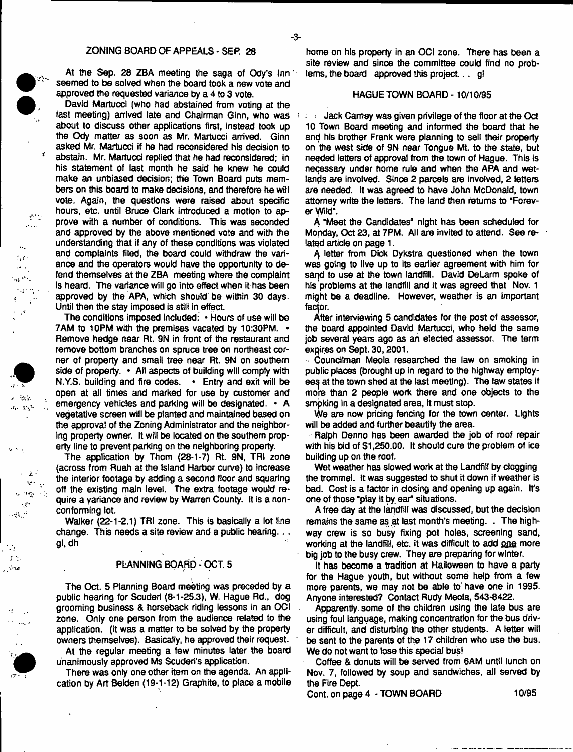## ZONING BOARD OF APPEALS - SEP. 28

At the Sep. 28 ZBA meeting the saga of Ody's Inn seemed to be solved when the board took a new vote and approved the requested variance by a 4 to 3 vote.

David Martucci (who had abstained from voting at the last meeting) arrived late and Chairman Ginn, who was about to discuss other applications first, instead took up the Ody matter as soon as Mr. Martucci arrived. Ginn asked Mr. Martucci if he had reconsidered his decision to abstain. Mr. Martucci replied that he had reconsidered; in his statement of last month he said he knew he could make an unbiased decision; the Town Board puts members on this board to make decisions, and therefore he will vote. Again, the questions were raised about specific hours, etc. until Bruce Clark introduced a motion to approve with a number of conditions. This was seconded and approved by the above mentioned vote and with the understanding that if any of these conditions was violated and complaints filed, the board could withdraw the variance and the operators would have the opportunity to defend themselves at the ZBA meeting where the complaint is heard. The variance will go into effect when it has been approved by the APA, which should be within 30 days. Until then the stay imposed is still in effect.

The conditions imposed included: • Hours of use will be 7AM to 10PM with the premises vacated by 10:30PM. • Remove hedge near Rt. 9N in front of the restaurant and remove bottom branches on spruce tree on northeast corner of property and small tree near Rt. 9N on southern side of property. • All aspects of building will comply with N.Y.S. building and fire codes. • Entry and exit will be open at all times and marked for use by customer and emergency vehicles and parking will be designated. • A vegetative screen will be planted and maintained based on the approval of the Zoning Administrator and the neighboring property owner. It will be located on the southern property line to prevent parking on the neighboring property.

The application by Thom (28-1-7) Rt. 9N, TRI zone (across from Ruah at the Island Harbor curve) to increase the interior footage by adding a second floor and squaring off the existing main level. The extra footage would require a variance and review by Warren County. It is a nonconforming lot.

Walker (22-1-2.1) TRI zone. This is basically a lot line change. This needs a site review and a public hearing. . . gl, dh

## PLANNING BOARD - OCT. 5

The Oct. 5 Planning Board meeting was preceded by a public hearing for Scuderi (8-1-25.3), W. Hague Rd., dog grooming business & horseback riding lessons in an OCI zone. Only one person from the audience related to the application. (it was a matter to be solved by the property owners themselves). Basically, he approved their request.

At the regular meeting a few minutes later the board unanimously approved Ms Scuderi's application.

There was only one other item on the agenda. An application by Art Belden (19-1-12) Graphite, to place a mobile home on his property in an OCI zone. There has been a site review and since the committee could find no problems, the board approved this project. . . gl

## HAGUE TOWN BOARD - 10/10/95

Jack Carney was given privilege of the floor at the Oct 10 Town Board meeting and informed the board that he and his brother Frank were planning to sell their property on the west side of 9N near Tongue Mt. to the state, but needed letters of approval from the town of Hague. This is necessary under home rule and when the APA and wetlands are involved. Since 2 parcels are involved, 2 letters are needed. It was agreed to have John McDonald, town attorney write the letters. The land then returns to "Forever Wild".

A "Meet the Candidates" night has been scheduled for Monday, Oct 23, at 7PM. All are invited to attend. See related article on page 1.

A letter from Dick Dykstra questioned when the town was going to live up to its earlier agreement with him for sand to use at the town landfill. David DeLarm spoke of his problems at the landfill and it was agreed that Nov. 1 might be a deadline. However, weather is an important factor.

After interviewing 5 candidates for the post of assessor, the board appointed David Martucci, who held the same job several years ago as an elected assessor. The term expires on Sept. 30, 2001.

Councilman Meola researched the law on smoking in public places (brought up in regard to the highway employees at the town shed at the last meeting). The law states if more than 2 people work there and one objects to the smoking in a designated area, it must stop.

We are now pricing fencing for the town center. Lights will be added and further beautify the area.

Ralph Denno has been awarded the job of roof repair with his bid of $1,250.00. It should cure the problem of ice building up on the roof.

Wet weather has slowed work at the Landfill by clogging the trommel. It was suggested to shut it down if weather is bad. Cost is a factor in closing and opening up again. It's one of those "play it by ear" situations.

A free day at the landfill was discussed, but the decision remains the same as at last month's meeting. . The highway crew is so busy fixing pot holes, screening sand, working at the landfill, etc. it was difficult to add one more big job to the busy crew. They are preparing for winter.

It has become a tradition at Halloween to have a party for the Hague youth, but without some help from a few more parents, we may not be able to have one in 1995. Anyone interested? Contact Rudy Meola, 543-8422.

Apparently some of the children using the late bus are using foul language, making concentration for the bus driver difficult, and disturbing the other students. A letter will be sent to the parents of the 17 children who use the bus. We do not want to lose this special bus!

Coffee & donuts will be served from 6AM until lunch on Nov. 7, followed by soup and sandwiches, all served by the Fire Dept.

Cont. on page 4 - TOWN BOARD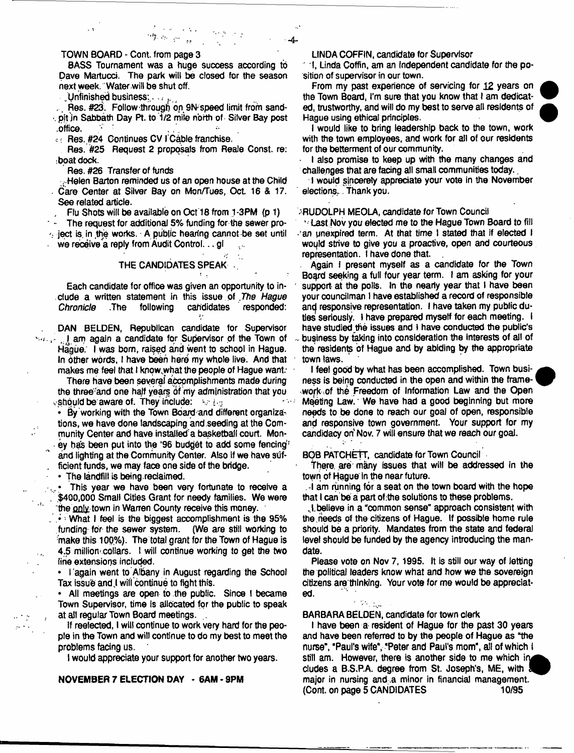TOWN BOARD - Cont. from page 3

BASS Tournament was a huge success according to Dave Martucci. The park will be closed for the season next week. Water will be shut off.

Unfinished business:

Res. #23. Follow through on 9N speed limit from sand-pit in Sabbath Day Pt. to 1/2 mile north of Silver Bay post office.

Res. #24 Continues CV I Cable franchise.

Res. #25 Request 2 proposals from Reale Const. re: boat dock.

Res. #26 Transfer of funds

Helen Barton reminded us of an open house at the Child Care Center at Silver Bay on Mon/Tues, Oct. 16 & 17. See related article.

Flu Shots will be available on Oct 18 from 1-3PM (p 1)

The request for additional 5% funding for the sewer project is in the works. A public hearing cannot be set until we receive a reply from Audit Control... gl

## THE CANDIDATES SPEAK

Each candidate for office was given an opportunity to include a written statement in this issue of *The Hague Chronicle*. The following candidates responded:

DAN BELDEN, Republican candidate for Supervisor

I am again a candidate for Supervisor of the Town of Hague. I was born, raised and went to school in Hague. In other words, I have been here my whole live. And that makes me feel that I know what the people of Hague want.

There have been several accomplishments made during the three and one half years of my administration that you should be aware of. They include:

- By working with the Town Board and different organizations, we have done landscaping and seeding at the Community Center and have installed a basketball court. Money has been put into the '96 budget to add some fencing and lighting at the Community Center. Also if we have sufficient funds, we may face one side of the bridge.
- The landfill is being reclaimed.
- This year we have been very fortunate to receive a $400,000 Small Cities Grant for needy families. We were the only town in Warren County receive this money.
- What I feel is the biggest accomplishment is the 95% funding for the sewer system. (We are still working to make this 100%). The total grant for the Town of Hague is 4.5 million collars. I will continue working to get the two line extensions included.
- I again went to Albany in August regarding the School Tax issue and I will continue to fight this.
- All meetings are open to the public. Since I became Town Supervisor, time is allocated for the public to speak at all regular Town Board meetings.

If reelected, I will continue to work very hard for the people in the Town and will continue to do my best to meet the problems facing us.

I would appreciate your support for another two years.

**NOVEMBER 7 ELECTION DAY - 6AM - 9PM**

LINDA COFFIN, candidate for Supervisor

I, Linda Coffin, am an Independent candidate for the position of supervisor in our town.

From my past experience of servicing for 12 years on the Town Board, I'm sure that you know that I am dedicated, trustworthy, and will do my best to serve all residents of Hague using ethical principles.

I would like to bring leadership back to the town, work with the town employees, and work for all of our residents for the betterment of our community.

I also promise to keep up with the many changes and challenges that are facing all small communities today.

I would sincerely appreciate your vote in the November elections. Thank you.

RUDOLPH MEOLA, candidate for Town Council

Last Nov you elected me to the Hague Town Board to fill an unexpired term. At that time I stated that if elected I would strive to give you a proactive, open and courteous representation. I have done that.

Again I present myself as a candidate for the Town Board seeking a full four year term. I am asking for your support at the polls. In the nearly year that I have been your councilman I have established a record of responsible and responsive representation. I have taken my public duties seriously. I have prepared myself for each meeting. I have studied the issues and I have conducted the public's business by taking into consideration the interests of all of the residents of Hague and by abiding by the appropriate town laws.

I feel good by what has been accomplished. Town business is being conducted in the open and within the framework of the Freedom of Information Law and the Open Meeting Law. We have had a good beginning but more needs to be done to reach our goal of open, responsible and responsive town government. Your support for my candidacy on Nov. 7 will ensure that we reach our goal.

BOB PATCHETT, candidate for Town Council

There are many issues that will be addressed in the town of Hague in the near future.

I am running for a seat on the town board with the hope that I can be a part of the solutions to these problems.

I believe in a "common sense" approach consistent with the needs of the citizens of Hague. If possible home rule should be a priority. Mandates from the state and federal level should be funded by the agency introducing the mandate.

Please vote on Nov 7, 1995. It is still our way of letting the political leaders know what and how we the sovereign citizens are thinking. Your vote for me would be appreciated.

BARBARA BELDEN, candidate for town clerk

I have been a resident of Hague for the past 30 years and have been referred to by the people of Hague as "the nurse", "Paul's wife", "Peter and Paul's mom", all of which I still am. However, there is another side to me which includes a B.S.P.A. degree from St. Joseph's, ME, with a major in nursing and a minor in financial management. (Cont. on page 5 CANDIDATES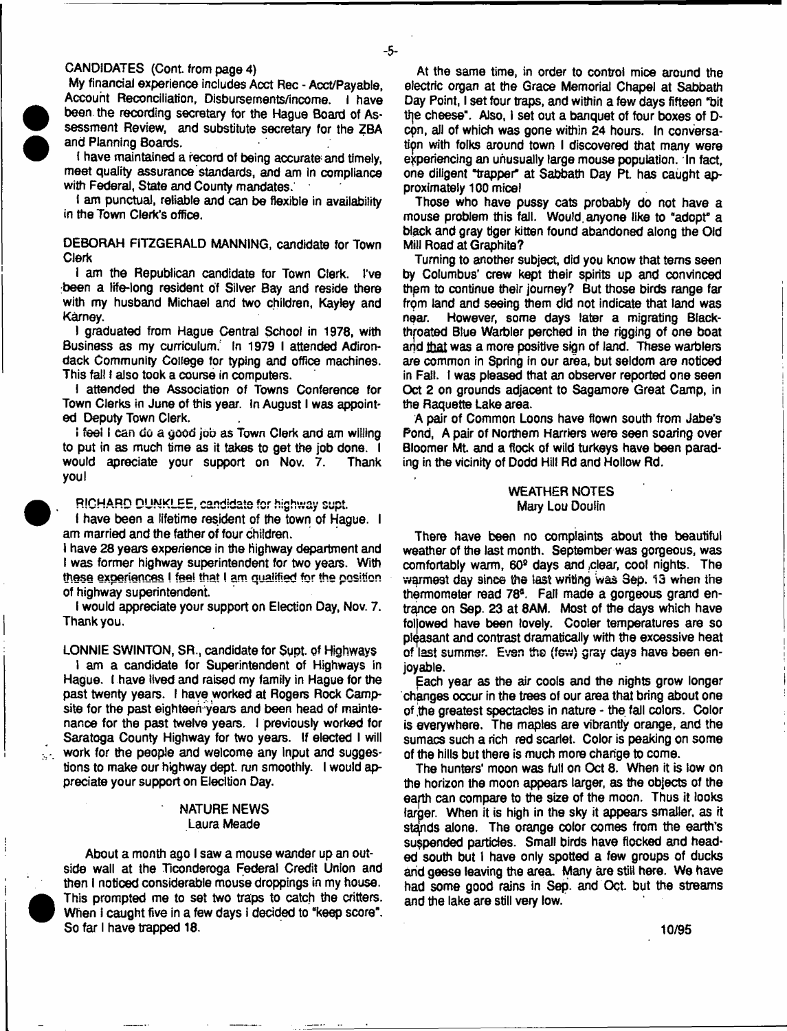CANDIDATES (Cont. from page 4)

My financial experience includes Acct Rec - Acct/Payable, Account Reconciliation, Disbursements/income. I have been the recording secretary for the Hague Board of Assessment Review, and substitute secretary for the ZBA and Planning Boards.

I have maintained a record of being accurate and timely, meet quality assurance standards, and am in compliance with Federal, State and County mandates.

I am punctual, reliable and can be flexible in availability in the Town Clerk's office.

DEBORAH FITZGERALD MANNING, candidate for Town Clerk

I am the Republican candidate for Town Clerk. I've been a life-long resident of Silver Bay and reside there with my husband Michael and two children, Kayley and Karney.

I graduated from Hague Central School in 1978, with Business as my curriculum. In 1979 I attended Adirondack Community College for typing and office machines. This fall I also took a course in computers.

I attended the Association of Towns Conference for Town Clerks in June of this year. In August I was appointed Deputy Town Clerk.

I feel I can do a good job as Town Clerk and am willing to put in as much time as it takes to get the job done. I would apreciate your support on Nov. 7. Thank you!

RICHARD DUNKLEE, candidate for highway supt.

I have been a lifetime resident of the town of Hague. I am married and the father of four children.

I have 28 years experience in the highway department and I was former highway superintendent for two years. With these experiences I feel that I am qualified for the position of highway superintendent.

I would appreciate your support on Election Day, Nov. 7. Thank you.

LONNIE SWINTON, SR., candidate for Supt. of Highways

I am a candidate for Superintendent of Highways in Hague. I have lived and raised my family in Hague for the past twenty years. I have worked at Rogers Rock Campsite for the past eighteen years and been head of maintenance for the past twelve years. I previously worked for Saratoga County Highway for two years. If elected I will work for the people and welcome any input and suggestions to make our highway dept. run smoothly. I would appreciate your support on Eleciton Day.

## NATURE NEWS
Laura Meade

About a month ago I saw a mouse wander up an outside wall at the Ticonderoga Federal Credit Union and then I noticed considerable mouse droppings in my house. This prompted me to set two traps to catch the critters. When I caught five in a few days I decided to "keep score". So far I have trapped 18.

At the same time, in order to control mice around the electric organ at the Grace Memorial Chapel at Sabbath Day Point, I set four traps, and within a few days fifteen "bit the cheese". Also, I set out a banquet of four boxes of D-con, all of which was gone within 24 hours. In conversation with folks around town I discovered that many were experiencing an unusually large mouse population. In fact, one diligent "trapper" at Sabbath Day Pt. has caught approximately 100 mice!

Those who have pussy cats probably do not have a mouse problem this fall. Would anyone like to "adopt" a black and gray tiger kitten found abandoned along the Old Mill Road at Graphite?

Turning to another subject, did you know that terns seen by Columbus' crew kept their spirits up and convinced them to continue their journey? But those birds range far from land and seeing them did not indicate that land was near. However, some days later a migrating Black-throated Blue Warbler perched in the rigging of one boat and that was a more positive sign of land. These warblers are common in Spring in our area, but seldom are noticed in Fall. I was pleased that an observer reported one seen Oct 2 on grounds adjacent to Sagamore Great Camp, in the Raquette Lake area.

A pair of Common Loons have flown south from Jabe's Pond, A pair of Northern Harriers were seen soaring over Bloomer Mt. and a flock of wild turkeys have been parading in the vicinity of Dodd Hill Rd and Hollow Rd.

## WEATHER NOTES
Mary Lou Doulin

There have been no complaints about the beautiful weather of the last month. September was gorgeous, was comfortably warm, 60º days and clear, cool nights. The warmest day since the last writing was Sep. 13 when the thermometer read 78º. Fall made a gorgeous grand entrance on Sep. 23 at 8AM. Most of the days which have followed have been lovely. Cooler temperatures are so pleasant and contrast dramatically with the excessive heat of last summer. Even the (few) gray days have been enjoyable.

Each year as the air cools and the nights grow longer changes occur in the trees of our area that bring about one of the greatest spectacles in nature - the fall colors. Color is everywhere. The maples are vibrantly orange, and the sumacs such a rich red scarlet. Color is peaking on some of the hills but there is much more change to come.

The hunters' moon was full on Oct 8. When it is low on the horizon the moon appears larger, as the objects of the earth can compare to the size of the moon. Thus it looks larger. When it is high in the sky it appears smaller, as it stands alone. The orange color comes from the earth's suspended particles. Small birds have flocked and headed south but I have only spotted a few groups of ducks and geese leaving the area. Many are still here. We have had some good rains in Sep. and Oct. but the streams and the lake are still very low.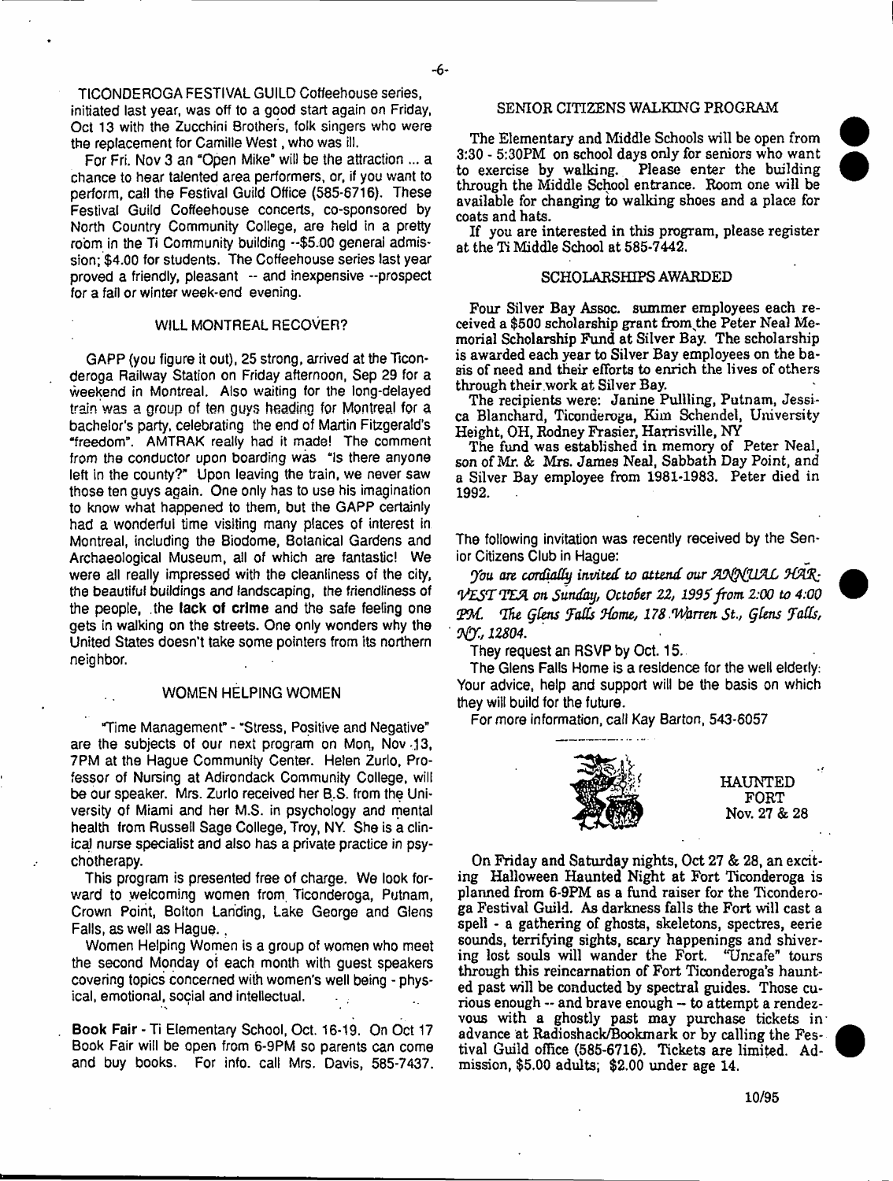TICONDEROGA FESTIVAL GUILD Coffeehouse series, initiated last year, was off to a good start again on Friday, Oct 13 with the Zucchini Brothers, folk singers who were the replacement for Camille West, who was ill.

For Fri. Nov 3 an "Open Mike" will be the attraction ... a chance to hear talented area performers, or, if you want to perform, call the Festival Guild Office (585-6716). These Festival Guild Coffeehouse concerts, co-sponsored by North Country Community College, are held in a pretty room in the Ti Community building --$5.00 general admission; $4.00 for students. The Coffeehouse series last year proved a friendly, pleasant -- and inexpensive --prospect for a fall or winter week-end evening.

## WILL MONTREAL RECOVER?

GAPP (you figure it out), 25 strong, arrived at the Ticonderoga Railway Station on Friday afternoon, Sep 29 for a weekend in Montreal. Also waiting for the long-delayed train was a group of ten guys heading for Montreal for a bachelor's party, celebrating the end of Martin Fitzgerald's "freedom". AMTRAK really had it made! The comment from the conductor upon boarding was "Is there anyone left in the county?" Upon leaving the train, we never saw those ten guys again. One only has to use his imagination to know what happened to them, but the GAPP certainly had a wonderful time visiting many places of interest in Montreal, including the Biodome, Botanical Gardens and Archaeological Museum, all of which are fantastic! We were all really impressed with the cleanliness of the city, the beautiful buildings and landscaping, the friendliness of the people, the **lack of crime** and the safe feeling one gets in walking on the streets. One only wonders why the United States doesn't take some pointers from its northern neighbor.

## WOMEN HELPING WOMEN

"Time Management" - "Stress, Positive and Negative" are the subjects of our next program on Mon, Nov 13, 7PM at the Hague Community Center. Helen Zurlo, Professor of Nursing at Adirondack Community College, will be our speaker. Mrs. Zurlo received her B.S. from the University of Miami and her M.S. in psychology and mental health from Russell Sage College, Troy, NY. She is a clinical nurse specialist and also has a private practice in psychotherapy.

This program is presented free of charge. We look forward to welcoming women from Ticonderoga, Putnam, Crown Point, Bolton Landing, Lake George and Glens Falls, as well as Hague.

Women Helping Women is a group of women who meet the second Monday of each month with guest speakers covering topics concerned with women's well being - physical, emotional, social and intellectual.

**Book Fair** - Ti Elementary School, Oct. 16-19. On Oct 17 Book Fair will be open from 6-9PM so parents can come and buy books. For info. call Mrs. Davis, 585-7437.

## SENIOR CITIZENS WALKING PROGRAM

The Elementary and Middle Schools will be open from 3:30 - 5:30PM on school days only for seniors who want to exercise by walking. Please enter the building through the Middle School entrance. Room one will be available for changing to walking shoes and a place for coats and hats.

If you are interested in this program, please register at the Ti Middle School at 585-7442.

## SCHOLARSHIPS AWARDED

Four Silver Bay Assoc. summer employees each received a $500 scholarship grant from the Peter Neal Memorial Scholarship Fund at Silver Bay. The scholarship is awarded each year to Silver Bay employees on the basis of need and their efforts to enrich the lives of others through their work at Silver Bay.

The recipients were: Janine Pullling, Putnam, Jessica Blanchard, Ticonderoga, Kim Schendel, University Height, OH, Rodney Frasier, Harrisville, NY

The fund was established in memory of Peter Neal, son of Mr. & Mrs. James Neal, Sabbath Day Point, and a Silver Bay employee from 1981-1983. Peter died in 1992.

The following invitation was recently received by the Senior Citizens Club in Hague:

*You are cordially invited to attend our ANNUAL HARVEST TEA on Sunday, October 22, 1995 from 2:00 to 4:00 PM. The Glens Falls Home, 178 Warren St., Glens Falls, NY, 12804.*

They request an RSVP by Oct. 15.

The Glens Falls Home is a residence for the well elderly. Your advice, help and support will be the basis on which they will build for the future.

For more information, call Kay Barton, 543-6057

HAUNTED FORT
Nov. 27 & 28

On Friday and Saturday nights, Oct 27 & 28, an exciting Halloween Haunted Night at Fort Ticonderoga is planned from 6-9PM as a fund raiser for the Ticonderoga Festival Guild. As darkness falls the Fort will cast a spell - a gathering of ghosts, skeletons, spectres, eerie sounds, terrifying sights, scary happenings and shivering lost souls will wander the Fort. "Unsafe" tours through this reincarnation of Fort Ticonderoga's haunted past will be conducted by spectral guides. Those curious enough -- and brave enough -- to attempt a rendezvous with a ghostly past may purchase tickets in advance at Radioshack/Bookmark or by calling the Festival Guild office (585-6716). Tickets are limited. Admission, $5.00 adults; $2.00 under age 14.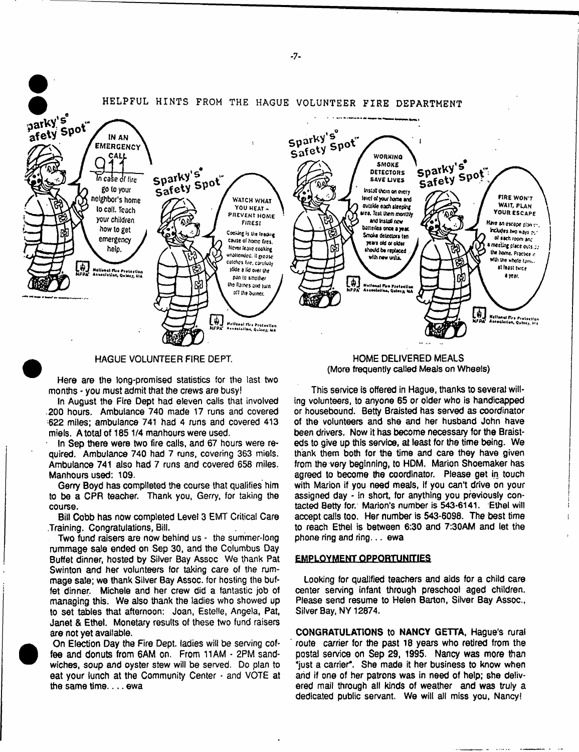HELPFUL HINTS FROM THE HAGUE VOLUNTEER FIRE DEPARTMENT

Sparky's Safety Spot

IN AN EMERGENCY CALL 911

In case of fire go to your neighbor's home to call. Teach your children how to get emergency help.

National Fire Protection Association, Quincy, MA

Sparky's Safety Spot

WATCH WHAT YOU HEAT - PREVENT HOME FIRES!

Cooking is the leading cause of home fires. Never leave cooking unattended. If grease catches fire, carefully slide a lid over the pan to smother the flames and turn off the burner.

National Fire Protection Association, Quincy, MA

Sparky's Safety Spot

WORKING SMOKE DETECTORS SAVE LIVES

Install them on every level of your home and outside each sleeping area. Test them monthly and install new batteries once a year. Smoke detectors ten years old or older should be replaced with new units.

National Fire Protection Association, Quincy, MA

Sparky's Safety Spot

FIRE WON'T WAIT, PLAN YOUR ESCAPE

Have an escape plan that includes two ways out of each room and a meeting place outside the home. Practice it with the whole family at least twice a year.

National Fire Protection Association, Quincy, MA

## HAGUE VOLUNTEER FIRE DEPT.

Here are the long-promised statistics for the last two months - you must admit that the crews are busy!

In August the Fire Dept had eleven calls that involved 200 hours. Ambulance 740 made 17 runs and covered 622 miles; ambulance 741 had 4 runs and covered 413 miels. A total of 185 1/4 manhours were used.

In Sep there were two fire calls, and 67 hours were required. Ambulance 740 had 7 runs, covering 363 miels. Ambulance 741 also had 7 runs and covered 658 miles. Manhours used: 109.

Gerry Boyd has complleted the course that qualifies him to be a CPR teacher. Thank you, Gerry, for taking the course.

Bill Cobb has now completed Level 3 EMT Critical Care Training. Congratulations, Bill.

Two fund raisers are now behind us - the summer-long rummage sale ended on Sep 30, and the Columbus Day Buffet dinner, hosted by Silver Bay Assoc We thank Pat Swinton and her volunteers for taking care of the rummage sale; we thank Silver Bay Assoc. for hosting the buffet dinner. Michele and her crew did a fantastic job of managing this. We also thank the ladies who showed up to set tables that afternoon: Joan, Estelle, Angela, Pat, Janet & Ethel. Monetary results of these two fund raisers are not yet available.

On Election Day the Fire Dept. ladies will be serving coffee and donuts from 6AM on. From 11AM - 2PM sandwiches, soup and oyster stew will be served. Do plan to eat your lunch at the Community Center - and VOTE at the same time. . . . ewa

## HOME DELIVERED MEALS
(More frequently called Meals on Wheels)

This service is offered in Hague, thanks to several willing volunteers, to anyone 65 or older who is handicapped or housebound. Betty Braisted has served as coordinator of the volunteers and she and her husband John have been drivers. Now it has become necessary for the Braisteds to give up this service, at least for the time being. We thank them both for the time and care they have given from the very beginning, to HDM. Marion Shoemaker has agreed to become the coordinator. Please get in touch with Marion if you need meals, if you can't drive on your assigned day - in short, for anything you previously contacted Betty for. Marion's number is 543-6141. Ethel will accept calls too. Her number is 543-6098. The best time to reach Ethel is between 6:30 and 7:30AM and let the phone ring and ring. . . ewa

## EMPLOYMENT OPPORTUNITIES

Looking for qualified teachers and aids for a child care center serving infant through preschool aged children. Please send resume to Helen Barton, Silver Bay Assoc., Silver Bay, NY 12874.

**CONGRATULATIONS** to **NANCY GETTA**, Hague's rural route carrier for the past 18 years who retired from the postal service on Sep 29, 1995. Nancy was more than "just a carrier". She made it her business to know when and if one of her patrons was in need of help; she delivered mail through all kinds of weather and was truly a dedicated public servant. We will all miss you, Nancy!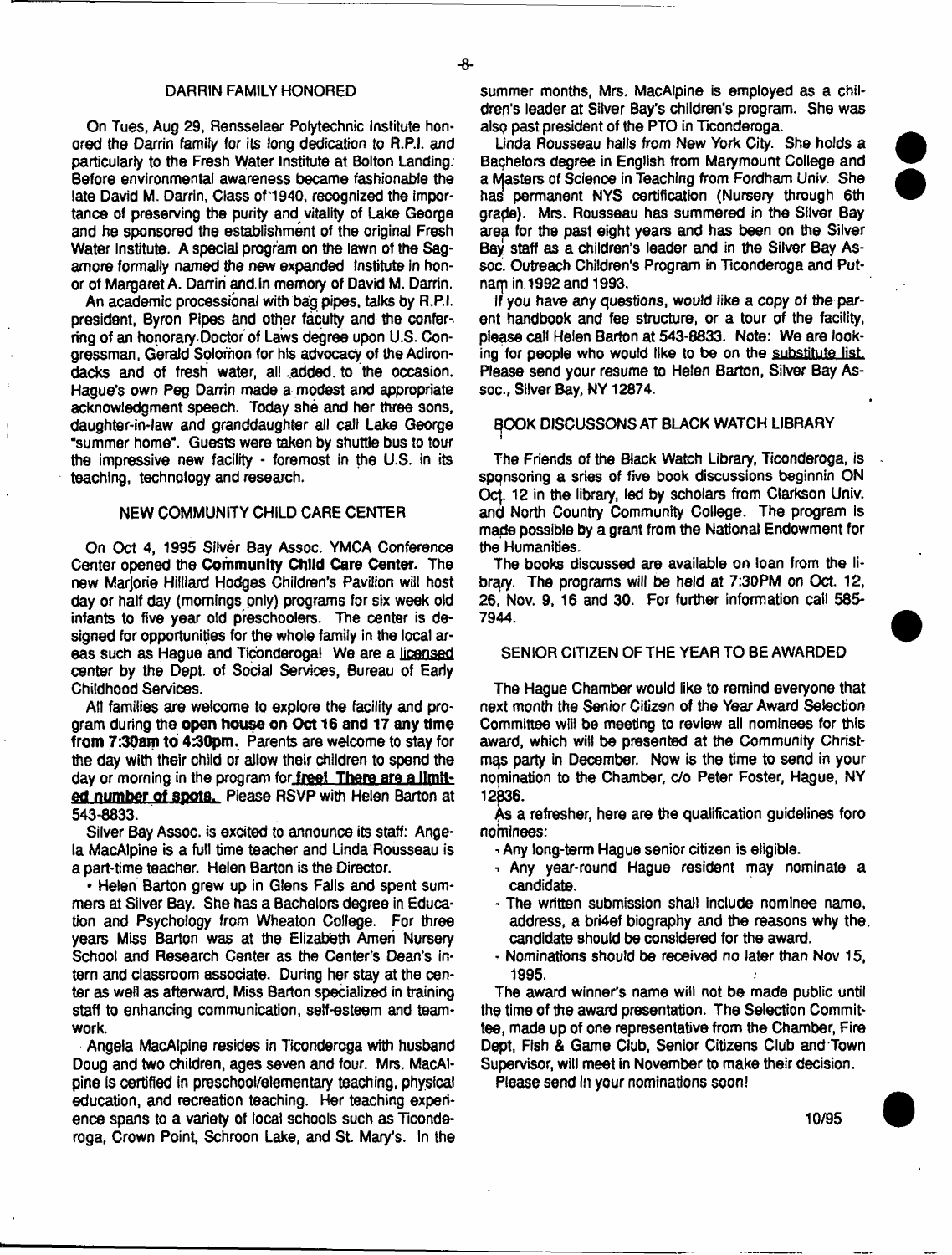## DARRIN FAMILY HONORED

On Tues, Aug 29, Rensselaer Polytechnic Institute honored the Darrin family for its long dedication to R.P.I. and particularly to the Fresh Water Institute at Bolton Landing: Before environmental awareness became fashionable the late David M. Darrin, Class of 1940, recognized the importance of preserving the purity and vitality of Lake George and he sponsored the establishment of the original Fresh Water Institute. A special program on the lawn of the Sagamore formally named the new expanded Institute in honor of Margaret A. Darrin and in memory of David M. Darrin.

An academic processional with bag pipes, talks by R.P.I. president, Byron Pipes and other faculty and the conferring of an honorary Doctor of Laws degree upon U.S. Congressman, Gerald Solomon for his advocacy of the Adirondacks and of fresh water, all added to the occasion. Hague's own Peg Darrin made a modest and appropriate acknowledgment speech. Today she and her three sons, daughter-in-law and granddaughter all call Lake George "summer home". Guests were taken by shuttle bus to tour the impressive new facility - foremost in the U.S. in its teaching, technology and research.

## NEW COMMUNITY CHILD CARE CENTER

On Oct 4, 1995 Silver Bay Assoc. YMCA Conference Center opened the **Community Child Care Center.** The new Marjorie Hilliard Hodges Children's Pavilion will host day or half day (mornings only) programs for six week old infants to five year old preschoolers. The center is designed for opportunities for the whole family in the local areas such as Hague and Ticonderoga! We are a licensed center by the Dept. of Social Services, Bureau of Early Childhood Services.

All families are welcome to explore the facility and program during the **open house on Oct 16 and 17 any time from 7:30am to 4:30pm.** Parents are welcome to stay for the day with their child or allow their children to spend the day or morning in the program for **free! There are a limited number of spots.** Please RSVP with Helen Barton at 543-8833.

Silver Bay Assoc. is excited to announce its staff: Angela MacAlpine is a full time teacher and Linda Rousseau is a part-time teacher. Helen Barton is the Director.

• Helen Barton grew up in Glens Falls and spent summers at Silver Bay. She has a Bachelors degree in Education and Psychology from Wheaton College. For three years Miss Barton was at the Elizabeth Amen Nursery School and Research Center as the Center's Dean's intern and classroom associate. During her stay at the center as well as afterward, Miss Barton specialized in training staff to enhancing communication, self-esteem and teamwork.

Angela MacAlpine resides in Ticonderoga with husband Doug and two children, ages seven and four. Mrs. MacAlpine is certified in preschool/elementary teaching, physical education, and recreation teaching. Her teaching experience spans to a variety of local schools such as Ticonderoga, Crown Point, Schroon Lake, and St. Mary's. In the summer months, Mrs. MacAlpine is employed as a children's leader at Silver Bay's children's program. She was also past president of the PTO in Ticonderoga.

Linda Rousseau hails from New York City. She holds a Bachelors degree in English from Marymount College and a Masters of Science in Teaching from Fordham Univ. She has permanent NYS certification (Nursery through 6th grade). Mrs. Rousseau has summered in the Silver Bay area for the past eight years and has been on the Silver Bay staff as a children's leader and in the Silver Bay Assoc. Outreach Children's Program in Ticonderoga and Putnam in 1992 and 1993.

If you have any questions, would like a copy of the parent handbook and fee structure, or a tour of the facility, please call Helen Barton at 543-8833. Note: We are looking for people who would like to be on the substitute list. Please send your resume to Helen Barton, Silver Bay Assoc., Silver Bay, NY 12874.

## BOOK DISCUSSONS AT BLACK WATCH LIBRARY

The Friends of the Black Watch Library, Ticonderoga, is sponsoring a sries of five book discussions beginnin ON Oct. 12 in the library, led by scholars from Clarkson Univ. and North Country Community College. The program is made possible by a grant from the National Endowment for the Humanities.

The books discussed are available on loan from the library. The programs will be held at 7:30PM on Oct. 12, 26, Nov. 9, 16 and 30. For further information call 585-7944.

## SENIOR CITIZEN OF THE YEAR TO BE AWARDED

The Hague Chamber would like to remind everyone that next month the Senior Citizen of the Year Award Selection Committee will be meeting to review all nominees for this award, which will be presented at the Community Christmas party in December. Now is the time to send in your nomination to the Chamber, c/o Peter Foster, Hague, NY 12836.

As a refresher, here are the qualification guidelines foro nominees:

- Any long-term Hague senior citizen is eligible.
- Any year-round Hague resident may nominate a candidate.
- The written submission shall include nominee name, address, a bri4ef biography and the reasons why the candidate should be considered for the award.
- Nominations should be received no later than Nov 15, 1995.

The award winner's name will not be made public until the time of the award presentation. The Selection Committee, made up of one representative from the Chamber, Fire Dept, Fish & Game Club, Senior Citizens Club and Town Supervisor, will meet in November to make their decision.

Please send in your nominations soon!

10/95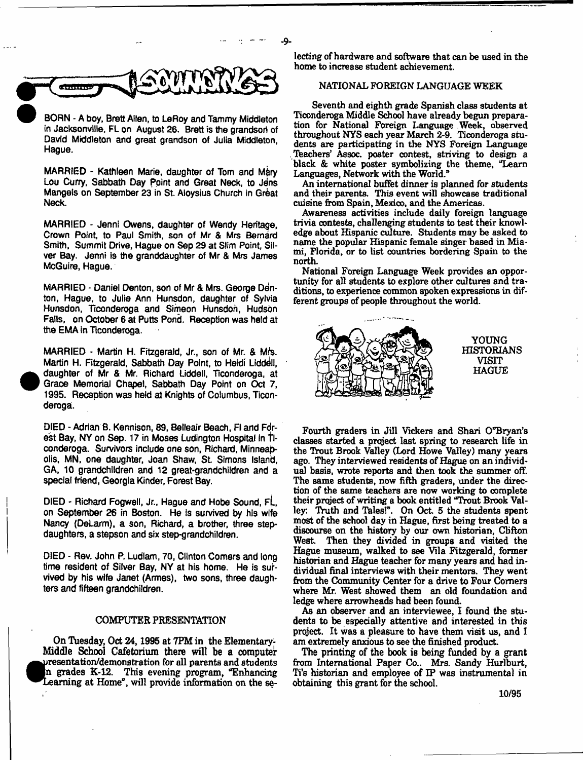## SOUNDINGS

BORN - A boy, Brett Allen, to LeRoy and Tammy Middleton in Jacksonville, FL on August 26. Brett is the grandson of David Middleton and great grandson of Julia Middleton, Hague.

MARRIED - Kathleen Marie, daughter of Tom and Mary Lou Curry, Sabbath Day Point and Great Neck, to Jens Mangels on September 23 in St. Aloysius Church in Great Neck.

MARRIED - Jenni Owens, daughter of Wendy Heritage, Crown Point, to Paul Smith, son of Mr & Mrs Bernard Smith, Summit Drive, Hague on Sep 29 at Slim Point, Silver Bay. Jenni is the granddaughter of Mr & Mrs James McGuire, Hague.

MARRIED - Daniel Denton, son of Mr & Mrs. George Denton, Hague, to Julie Ann Hunsdon, daughter of Sylvia Hunsdon, Ticonderoga and Simeon Hunsdon, Hudson Falls, on October 6 at Putts Pond. Reception was held at the EMA in Ticonderoga.

MARRIED - Martin H. Fitzgerald, Jr., son of Mr. & Mrs. Martin H. Fitzgerald, Sabbath Day Point, to Heidi Liddell, daughter of Mr & Mr. Richard Liddell, Ticonderoga, at Grace Memorial Chapel, Sabbath Day Point on Oct 7, 1995. Reception was held at Knights of Columbus, Ticonderoga.

DIED - Adrian B. Kennison, 89, Belleair Beach, Fl and Forest Bay, NY on Sep. 17 in Moses Ludington Hospital in Ticonderoga. Survivors include one son, Richard, Minneapolis, MN, one daughter, Joan Shaw, St. Simons Island, GA, 10 grandchildren and 12 great-grandchildren and a special friend, Georgia Kinder, Forest Bay.

DIED - Richard Fogwell, Jr., Hague and Hobe Sound, FL, on September 26 in Boston. He is survived by his wife Nancy (DeLarm), a son, Richard, a brother, three stepdaughters, a stepson and six step-grandchildren.

DIED - Rev. John P. Ludlam, 70, Clinton Corners and long time resident of Silver Bay, NY at his home. He is survived by his wife Janet (Armes), two sons, three daughters and fifteen grandchildren.

### COMPUTER PRESENTATION

On Tuesday, Oct 24, 1995 at 7PM in the Elementary-Middle School Cafetorium there will be a computer presentation/demonstration for all parents and students in grades K-12. This evening program, "Enhancing Learning at Home", will provide information on the selecting of hardware and software that can be used in the home to increase student achievement.

### NATIONAL FOREIGN LANGUAGE WEEK

Seventh and eighth grade Spanish class students at Ticonderoga Middle School have already begun preparation for National Foreign Language Week, observed throughout NYS each year March 2-9. Ticonderoga students are participating in the NYS Foreign Language Teachers' Assoc. poster contest, striving to design a black & white poster symbolizing the theme, "Learn Languages, Network with the World."

An international buffet dinner is planned for students and their parents. This event will showcase traditional cuisine from Spain, Mexico, and the Americas.

Awareness activities include daily foreign language trivia contests, challenging students to test their knowledge about Hispanic culture. Students may be asked to name the popular Hispanic female singer based in Miami, Florida, or to list countries bordering Spain to the north.

National Foreign Language Week provides an opportunity for all students to explore other cultures and traditions, to experience common spoken expressions in different groups of people throughout the world.

### YOUNG HISTORIANS VISIT HAGUE

Fourth graders in Jill Vickers and Shari O'Bryan's classes started a project last spring to research life in the Trout Brook Valley (Lord Howe Valley) many years ago. They interviewed residents of Hague on an individual basis, wrote reports and then took the summer off. The same students, now fifth graders, under the direction of the same teachers are now working to complete their project of writing a book entitled "Trout Brook Valley: Truth and Tales!". On Oct. 5 the students spent most of the school day in Hague, first being treated to a discourse on the history by our own historian, Clifton West. Then they divided in groups and visited the Hague museum, walked to see Vila Fitzgerald, former historian and Hague teacher for many years and had individual final interviews with their mentors. They went from the Community Center for a drive to Four Corners where Mr. West showed them an old foundation and ledge where arrowheads had been found.

As an observer and an interviewee, I found the students to be especially attentive and interested in this project. It was a pleasure to have them visit us, and I am extremely anxious to see the finished product.

The printing of the book is being funded by a grant from International Paper Co.. Mrs. Sandy Hurlburt, Ti's historian and employee of IP was instrumental in obtaining this grant for the school.

10/95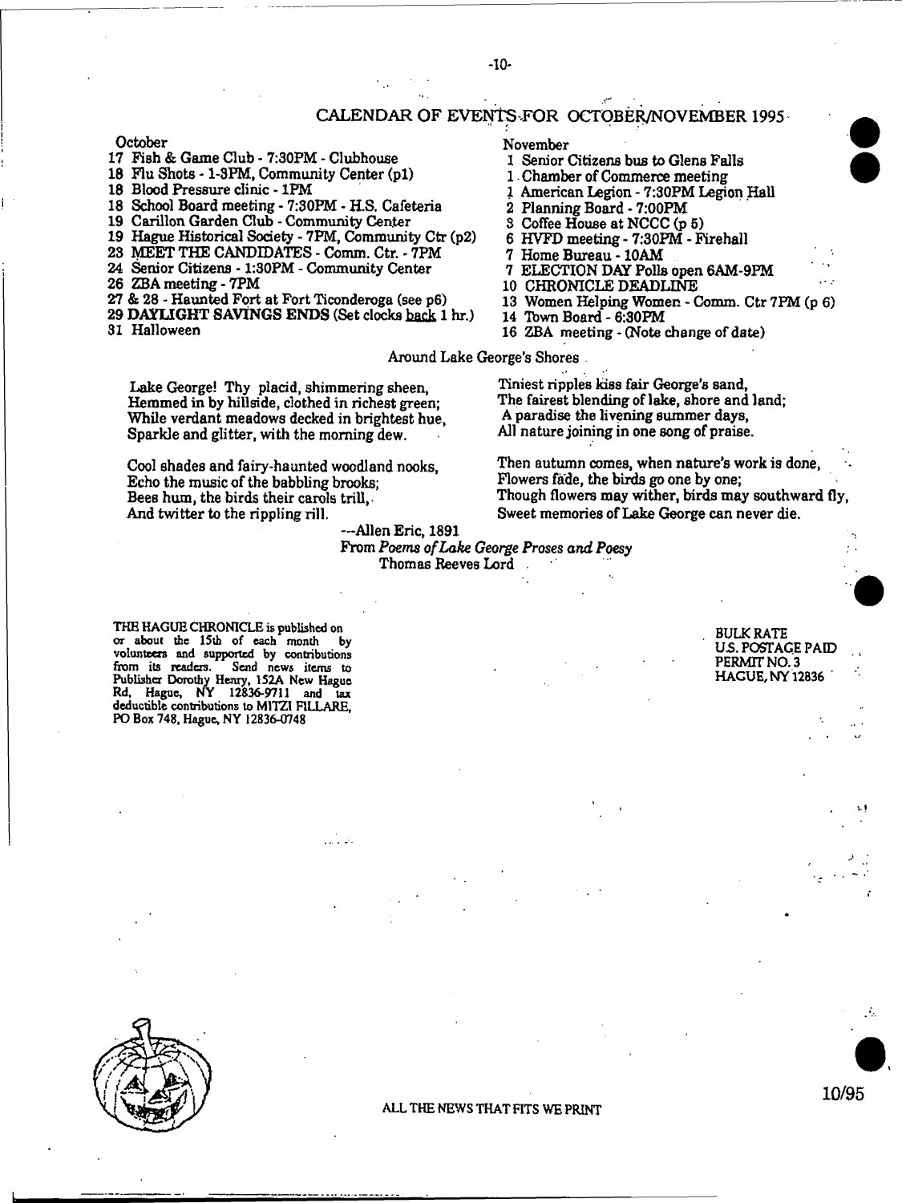## CALENDAR OF EVENTS FOR OCTOBER/NOVEMBER 1995

**October**

17 Fish & Game Club - 7:30PM - Clubhouse
18 Flu Shots - 1-3PM, Community Center (p1)
18 Blood Pressure clinic - 1PM
18 School Board meeting - 7:30PM - H.S. Cafeteria
19 Carillon Garden Club - Community Center
19 Hague Historical Society - 7PM, Community Ctr (p2)
23 MEET THE CANDIDATES - Comm. Ctr. - 7PM
24 Senior Citizens - 1:30PM - Community Center
26 ZBA meeting - 7PM
27 & 28 - Haunted Fort at Fort Ticonderoga (see p6)
29 **DAYLIGHT SAVINGS ENDS** (Set clocks back 1 hr.)
31 Halloween

**November**

1 Senior Citizens bus to Glens Falls
1 Chamber of Commerce meeting
1 American Legion - 7:30PM Legion Hall
2 Planning Board - 7:00PM
3 Coffee House at NCCC (p 5)
6 HVFD meeting - 7:30PM - Firehall
7 Home Bureau - 10AM
7 ELECTION DAY Polls open 6AM-9PM
10 CHRONICLE DEADLINE
13 Women Helping Women - Comm. Ctr 7PM (p 6)
14 Town Board - 6:30PM
16 ZBA meeting - (Note change of date)

### Around Lake George's Shores

Lake George! Thy placid, shimmering sheen,
Hemmed in by hillside, clothed in richest green;
While verdant meadows decked in brightest hue,
Sparkle and glitter, with the morning dew.

Cool shades and fairy-haunted woodland nooks,
Echo the music of the babbling brooks;
Bees hum, the birds their carols trill,
And twitter to the rippling rill.

Tiniest ripples kiss fair George's sand,
The fairest blending of lake, shore and land;
A paradise the livening summer days,
All nature joining in one song of praise.

Then autumn comes, when nature's work is done,
Flowers fade, the birds go one by one;
Though flowers may wither, birds may southward fly,
Sweet memories of Lake George can never die.

---Allen Eric, 1891
From *Poems of Lake George Proses and Poesy*
Thomas Reeves Lord

THE HAGUE CHRONICLE is published on or about the 15th of each month by volunteers and supported by contributions from its readers. Send news items to Publisher Dorothy Henry, 152A New Hague Rd, Hague, NY 12836-9711 and tax deductible contributions to MITZI FILLARE, PO Box 748, Hague, NY 12836-0748

BULK RATE
U.S. POSTAGE PAID
PERMIT NO. 3
HAGUE, NY 12836

ALL THE NEWS THAT FITS WE PRINT

10/95